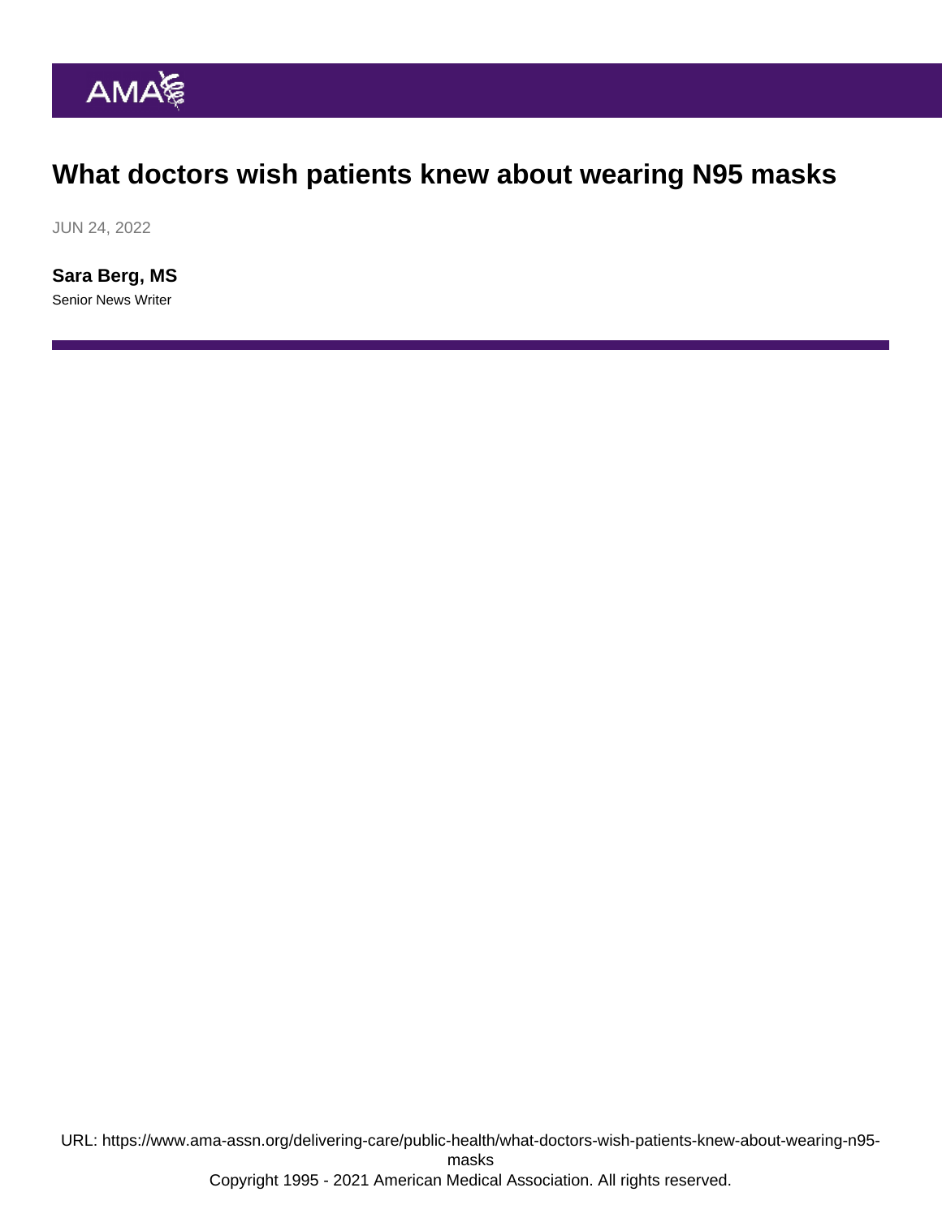# What doctors wish patients knew about wearing N95 masks

JUN 24, 2022

**Sara Berg, MS**

Senior News Writer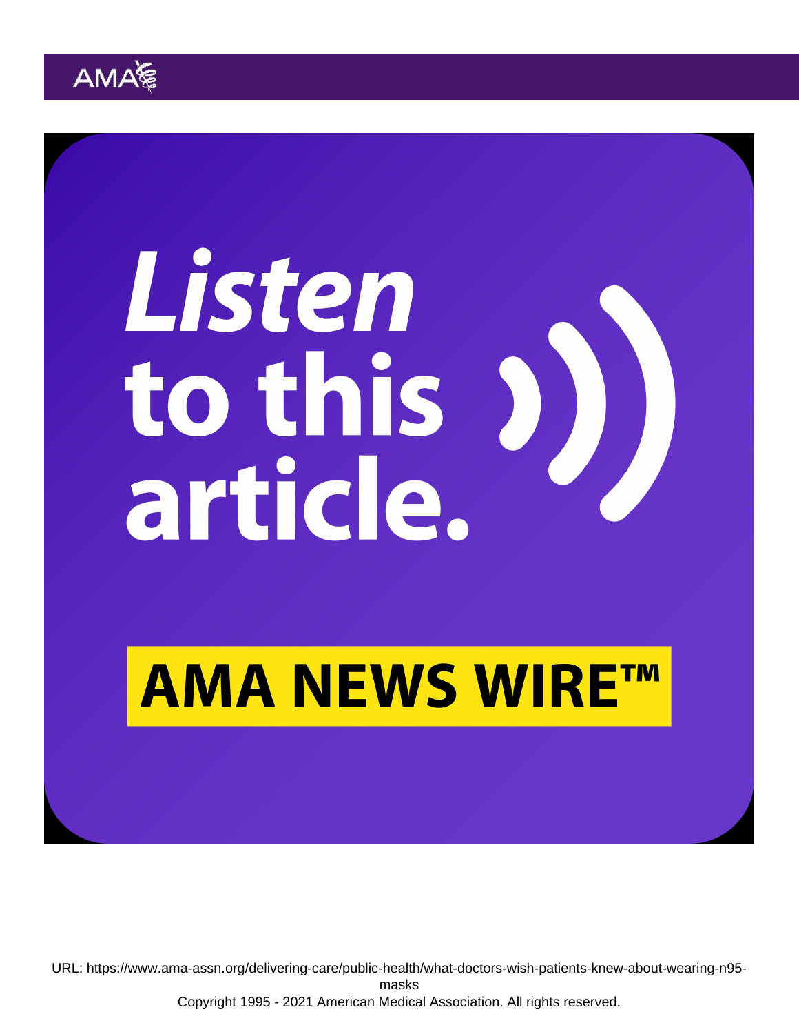Listen to this article.

AMA NEWS WIRE™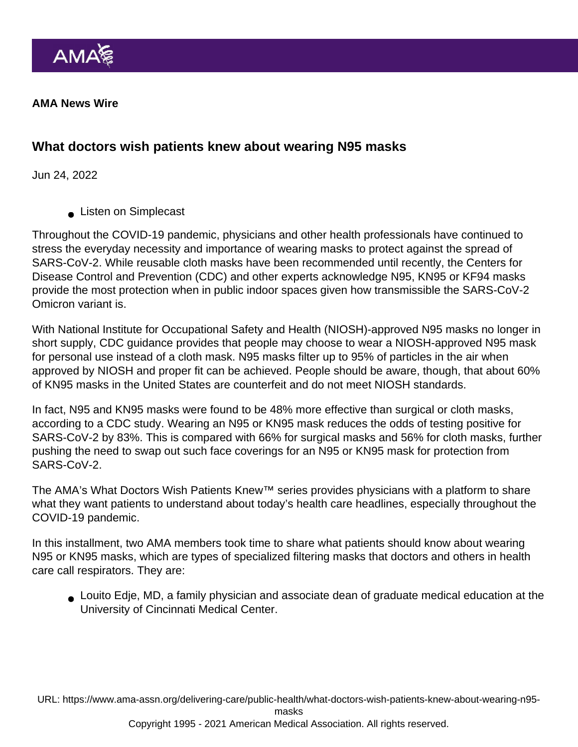AMA News Wire

## What doctors wish patients knew about wearing N95 masks

Jun 24, 2022

- Listen on Simplecast

Throughout the COVID-19 pandemic, physicians and other health professionals have continued to stress the everyday necessity and importance of wearing masks to protect against the spread of SARS-CoV-2. While reusable cloth masks have been recommended until recently, the Centers for Disease Control and Prevention (CDC) and other experts acknowledge N95, KN95 or KF94 masks provide the most protection when in public indoor spaces given how transmissible the SARS-CoV-2 Omicron variant is.

With National Institute for Occupational Safety and Health (NIOSH)-approved N95 masks no longer in short supply, CDC guidance provides that people may choose to wear a NIOSH-approved N95 mask for personal use instead of a cloth mask. N95 masks filter up to 95% of particles in the air when approved by NIOSH and proper fit can be achieved. People should be aware, though, that about 60% of KN95 masks in the United States are counterfeit and do not meet NIOSH standards.

In fact, N95 and KN95 masks were found to be 48% more effective than surgical or cloth masks, according to a CDC study. Wearing an N95 or KN95 mask reduces the odds of testing positive for SARS-CoV-2 by 83%. This is compared with 66% for surgical masks and 56% for cloth masks, further pushing the need to swap out such face coverings for an N95 or KN95 mask for protection from SARS-CoV-2.

The AMA's What Doctors Wish Patients Knew™ series provides physicians with a platform to share what they want patients to understand about today's health care headlines, especially throughout the COVID-19 pandemic.

In this installment, two AMA members took time to share what patients should know about wearing N95 or KN95 masks, which are types of specialized filtering masks that doctors and others in health care call respirators. They are:

- Louito Edje, MD, a family physician and associate dean of graduate medical education at the University of Cincinnati Medical Center.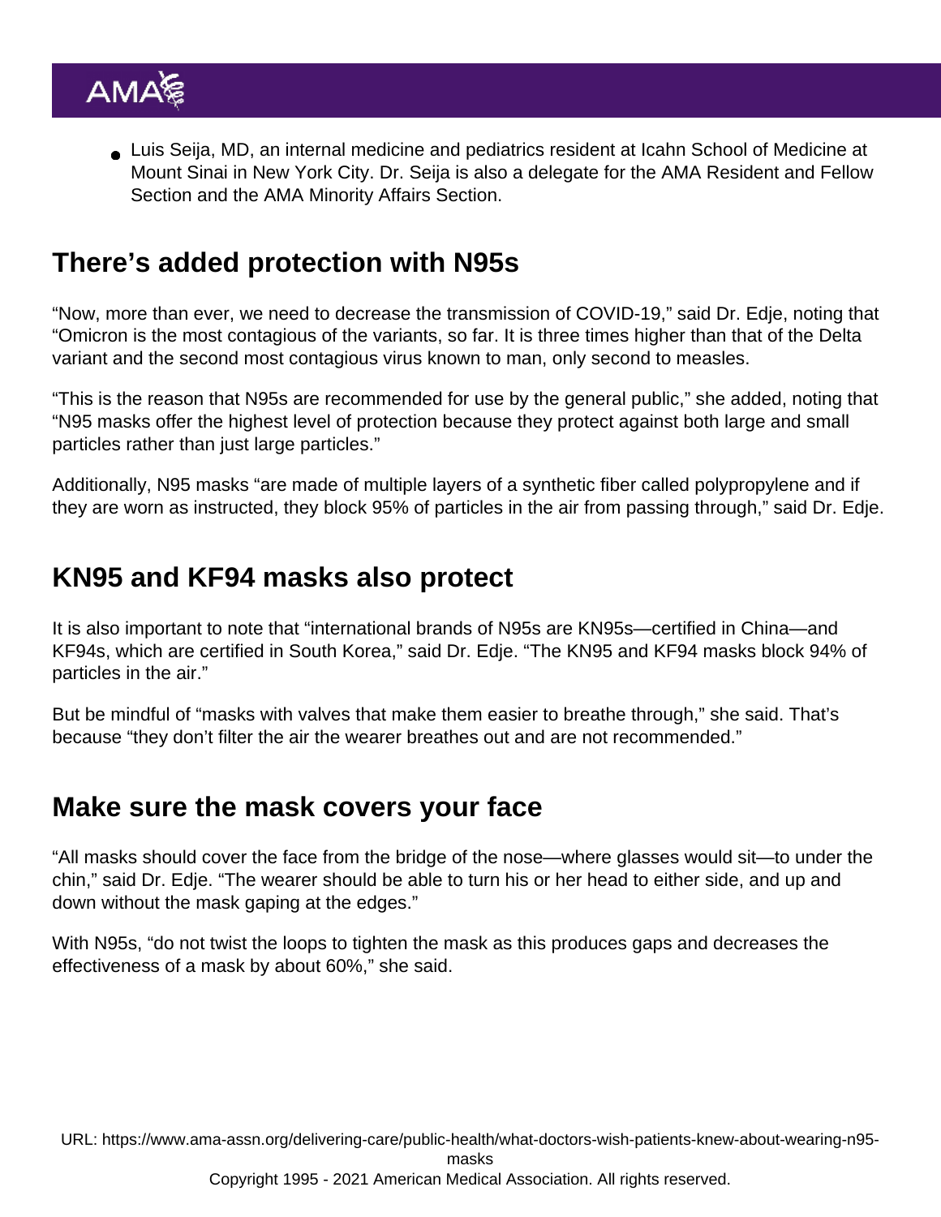- Luis Seija, MD, an internal medicine and pediatrics resident at Icahn School of Medicine at Mount Sinai in New York City. Dr. Seija is also a delegate for the AMA Resident and Fellow Section and the AMA Minority Affairs Section.

## There's added protection with N95s

"Now, more than ever, we need to decrease the transmission of COVID-19," said Dr. Edje, noting that "Omicron is the most contagious of the variants, so far. It is three times higher than that of the Delta variant and the second most contagious virus known to man, only second to measles.

"This is the reason that N95s are recommended for use by the general public," she added, noting that "N95 masks offer the highest level of protection because they protect against both large and small particles rather than just large particles."

Additionally, N95 masks "are made of multiple layers of a synthetic fiber called polypropylene and if they are worn as instructed, they block 95% of particles in the air from passing through," said Dr. Edje.

## KN95 and KF94 masks also protect

It is also important to note that "international brands of N95s are KN95s—certified in China—and KF94s, which are certified in South Korea," said Dr. Edje. "The KN95 and KF94 masks block 94% of particles in the air."

But be mindful of "masks with valves that make them easier to breathe through," she said. That's because "they don't filter the air the wearer breathes out and are not recommended."

## Make sure the mask covers your face

"All masks should cover the face from the bridge of the nose—where glasses would sit—to under the chin," said Dr. Edje. "The wearer should be able to turn his or her head to either side, and up and down without the mask gaping at the edges."

With N95s, "do not twist the loops to tighten the mask as this produces gaps and decreases the effectiveness of a mask by about 60%," she said.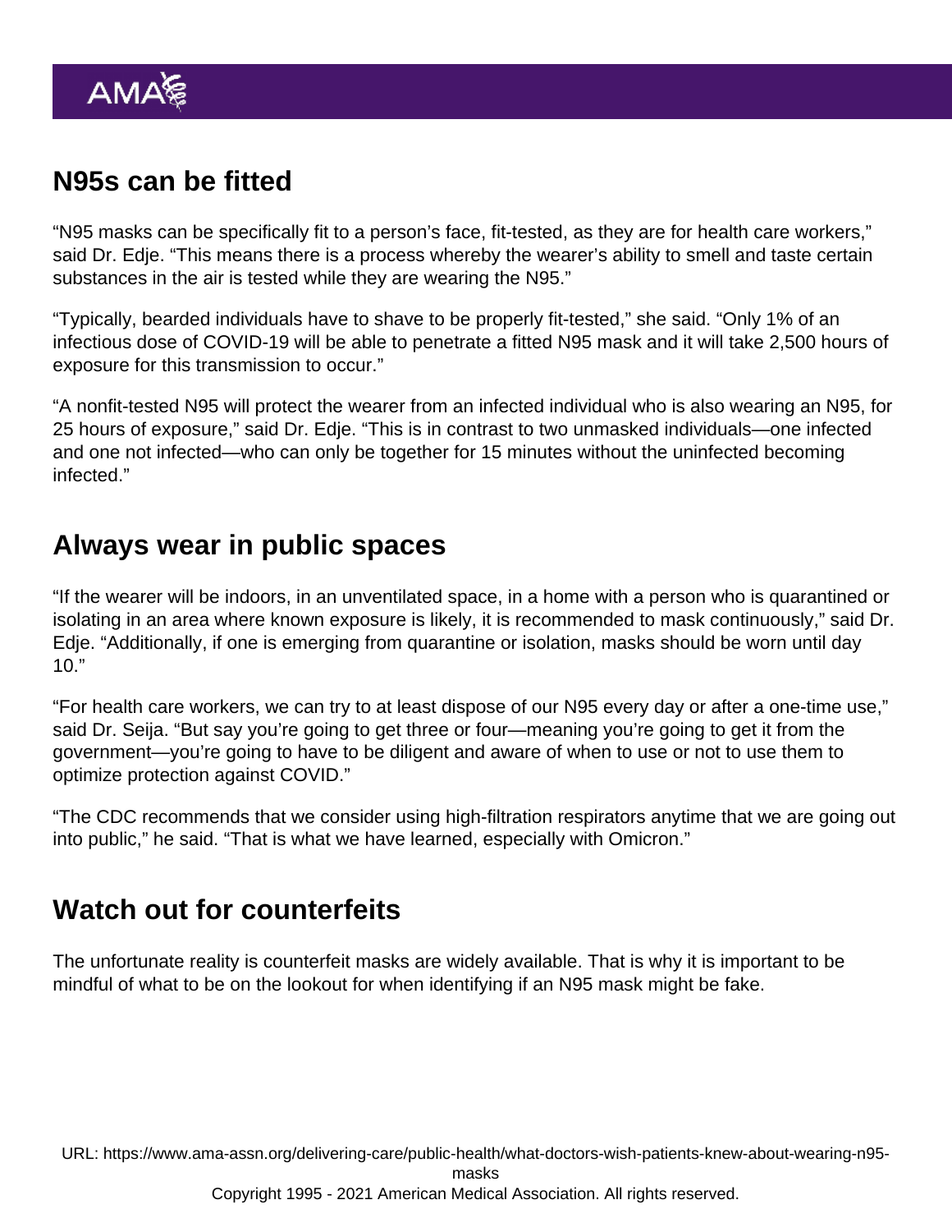## N95s can be fitted

"N95 masks can be specifically fit to a person's face, fit-tested, as they are for health care workers," said Dr. Edje. "This means there is a process whereby the wearer's ability to smell and taste certain substances in the air is tested while they are wearing the N95."

"Typically, bearded individuals have to shave to be properly fit-tested," she said. "Only 1% of an infectious dose of COVID-19 will be able to penetrate a fitted N95 mask and it will take 2,500 hours of exposure for this transmission to occur."

"A nonfit-tested N95 will protect the wearer from an infected individual who is also wearing an N95, for 25 hours of exposure," said Dr. Edje. "This is in contrast to two unmasked individuals—one infected and one not infected—who can only be together for 15 minutes without the uninfected becoming infected."

## Always wear in public spaces

"If the wearer will be indoors, in an unventilated space, in a home with a person who is quarantined or isolating in an area where known exposure is likely, it is recommended to mask continuously," said Dr. Edje. "Additionally, if one is emerging from quarantine or isolation, masks should be worn until day 10."

"For health care workers, we can try to at least dispose of our N95 every day or after a one-time use," said Dr. Seija. "But say you're going to get three or four—meaning you're going to get it from the government—you're going to have to be diligent and aware of when to use or not to use them to optimize protection against COVID."

"The CDC recommends that we consider using high-filtration respirators anytime that we are going out into public," he said. "That is what we have learned, especially with Omicron."

## Watch out for counterfeits

The unfortunate reality is counterfeit masks are widely available. That is why it is important to be mindful of what to be on the lookout for when identifying if an N95 mask might be fake.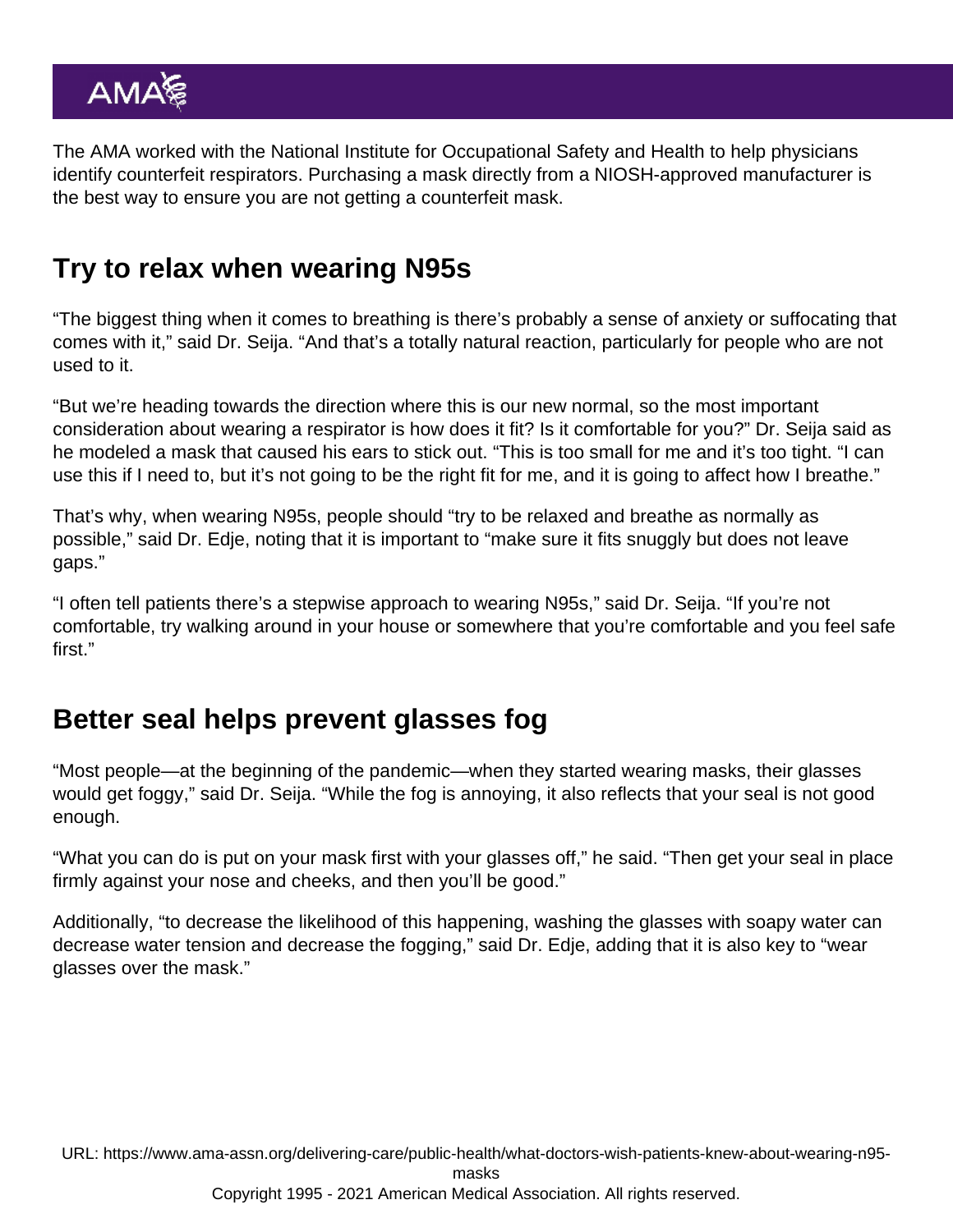The AMA worked with the National Institute for Occupational Safety and Health to help physicians identify counterfeit respirators. Purchasing a mask directly from a NIOSH-approved manufacturer is the best way to ensure you are not getting a counterfeit mask.

## Try to relax when wearing N95s

"The biggest thing when it comes to breathing is there's probably a sense of anxiety or suffocating that comes with it," said Dr. Seija. "And that's a totally natural reaction, particularly for people who are not used to it.

"But we're heading towards the direction where this is our new normal, so the most important consideration about wearing a respirator is how does it fit? Is it comfortable for you?" Dr. Seija said as he modeled a mask that caused his ears to stick out. "This is too small for me and it's too tight. "I can use this if I need to, but it's not going to be the right fit for me, and it is going to affect how I breathe."

That's why, when wearing N95s, people should "try to be relaxed and breathe as normally as possible," said Dr. Edje, noting that it is important to "make sure it fits snuggly but does not leave gaps."

"I often tell patients there's a stepwise approach to wearing N95s," said Dr. Seija. "If you're not comfortable, try walking around in your house or somewhere that you're comfortable and you feel safe first."

## Better seal helps prevent glasses fog

"Most people—at the beginning of the pandemic—when they started wearing masks, their glasses would get foggy," said Dr. Seija. "While the fog is annoying, it also reflects that your seal is not good enough.

"What you can do is put on your mask first with your glasses off," he said. "Then get your seal in place firmly against your nose and cheeks, and then you'll be good."

Additionally, "to decrease the likelihood of this happening, washing the glasses with soapy water can decrease water tension and decrease the fogging," said Dr. Edje, adding that it is also key to "wear glasses over the mask."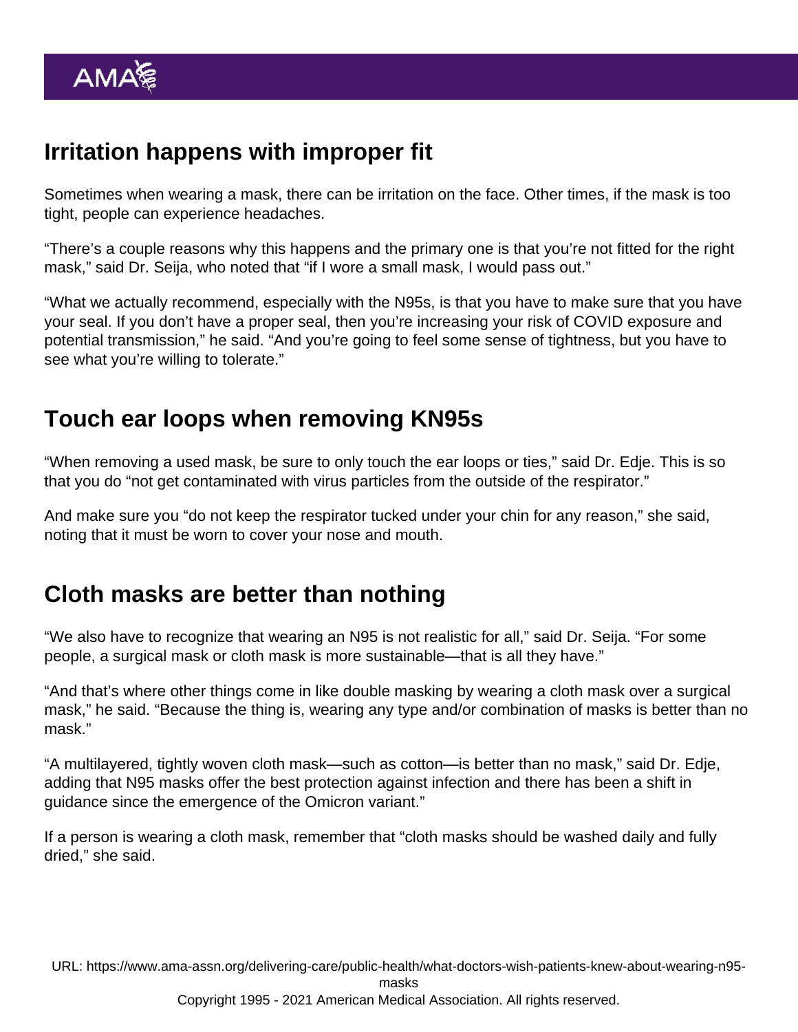## Irritation happens with improper fit

Sometimes when wearing a mask, there can be irritation on the face. Other times, if the mask is too tight, people can experience headaches.

“There’s a couple reasons why this happens and the primary one is that you’re not fitted for the right mask,” said Dr. Seija, who noted that “if I wore a small mask, I would pass out.”

“What we actually recommend, especially with the N95s, is that you have to make sure that you have your seal. If you don’t have a proper seal, then you’re increasing your risk of COVID exposure and potential transmission,” he said. “And you’re going to feel some sense of tightness, but you have to see what you’re willing to tolerate.”

## Touch ear loops when removing KN95s

“When removing a used mask, be sure to only touch the ear loops or ties,” said Dr. Edje. This is so that you do “not get contaminated with virus particles from the outside of the respirator.”

And make sure you “do not keep the respirator tucked under your chin for any reason,” she said, noting that it must be worn to cover your nose and mouth.

## Cloth masks are better than nothing

“We also have to recognize that wearing an N95 is not realistic for all,” said Dr. Seija. “For some people, a surgical mask or cloth mask is more sustainable—that is all they have.”

“And that’s where other things come in like double masking by wearing a cloth mask over a surgical mask,” he said. “Because the thing is, wearing any type and/or combination of masks is better than no mask.”

“A multilayered, tightly woven cloth mask—such as cotton—is better than no mask,” said Dr. Edje, adding that N95 masks offer the best protection against infection and there has been a shift in guidance since the emergence of the Omicron variant.”

If a person is wearing a cloth mask, remember that “cloth masks should be washed daily and fully dried,” she said.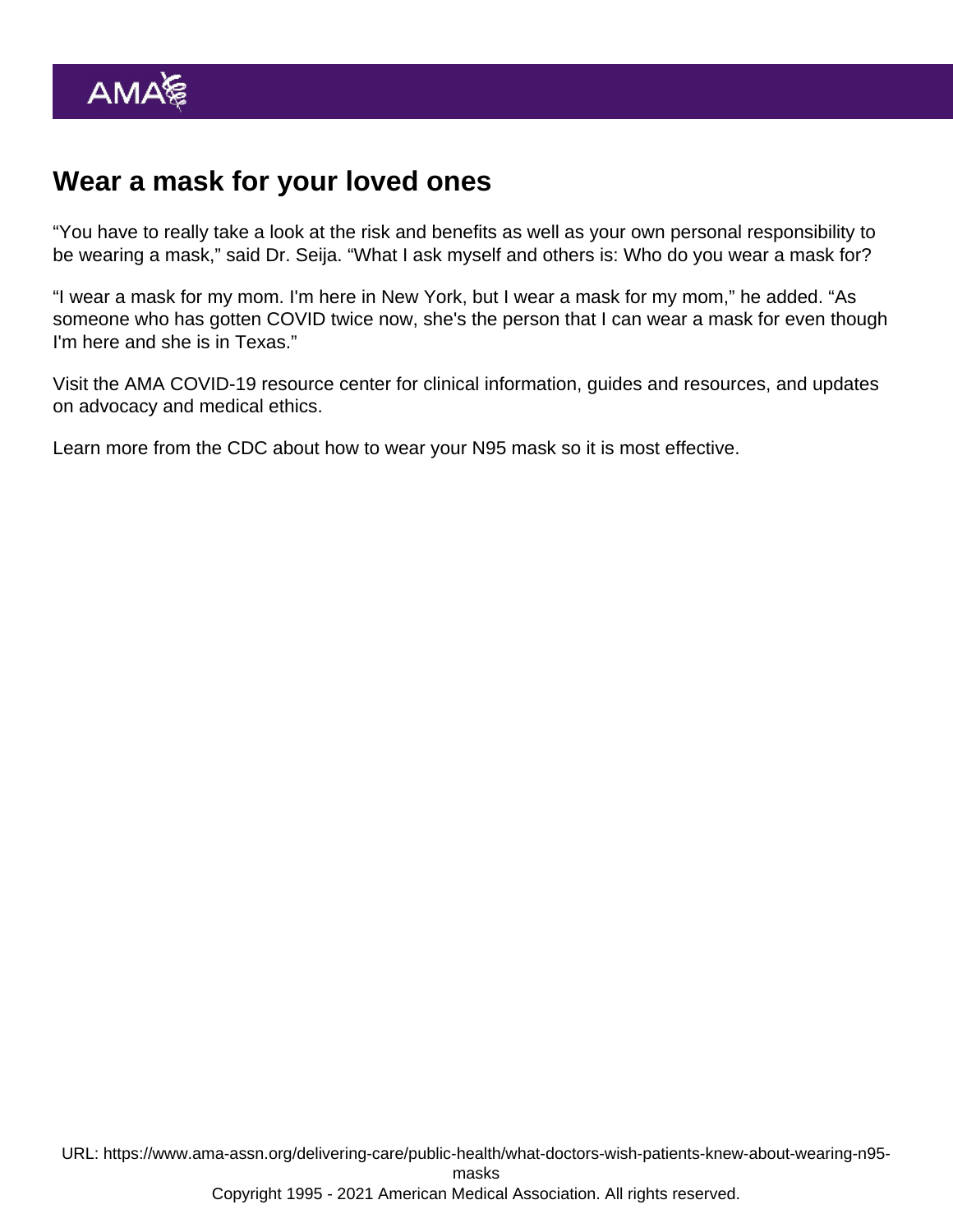## Wear a mask for your loved ones

“You have to really take a look at the risk and benefits as well as your own personal responsibility to be wearing a mask,” said Dr. Seija. “What I ask myself and others is: Who do you wear a mask for?

“I wear a mask for my mom. I'm here in New York, but I wear a mask for my mom,” he added. “As someone who has gotten COVID twice now, she's the person that I can wear a mask for even though I'm here and she is in Texas.”

Visit the AMA COVID-19 resource center for clinical information, guides and resources, and updates on advocacy and medical ethics.

Learn more from the CDC about how to wear your N95 mask so it is most effective.